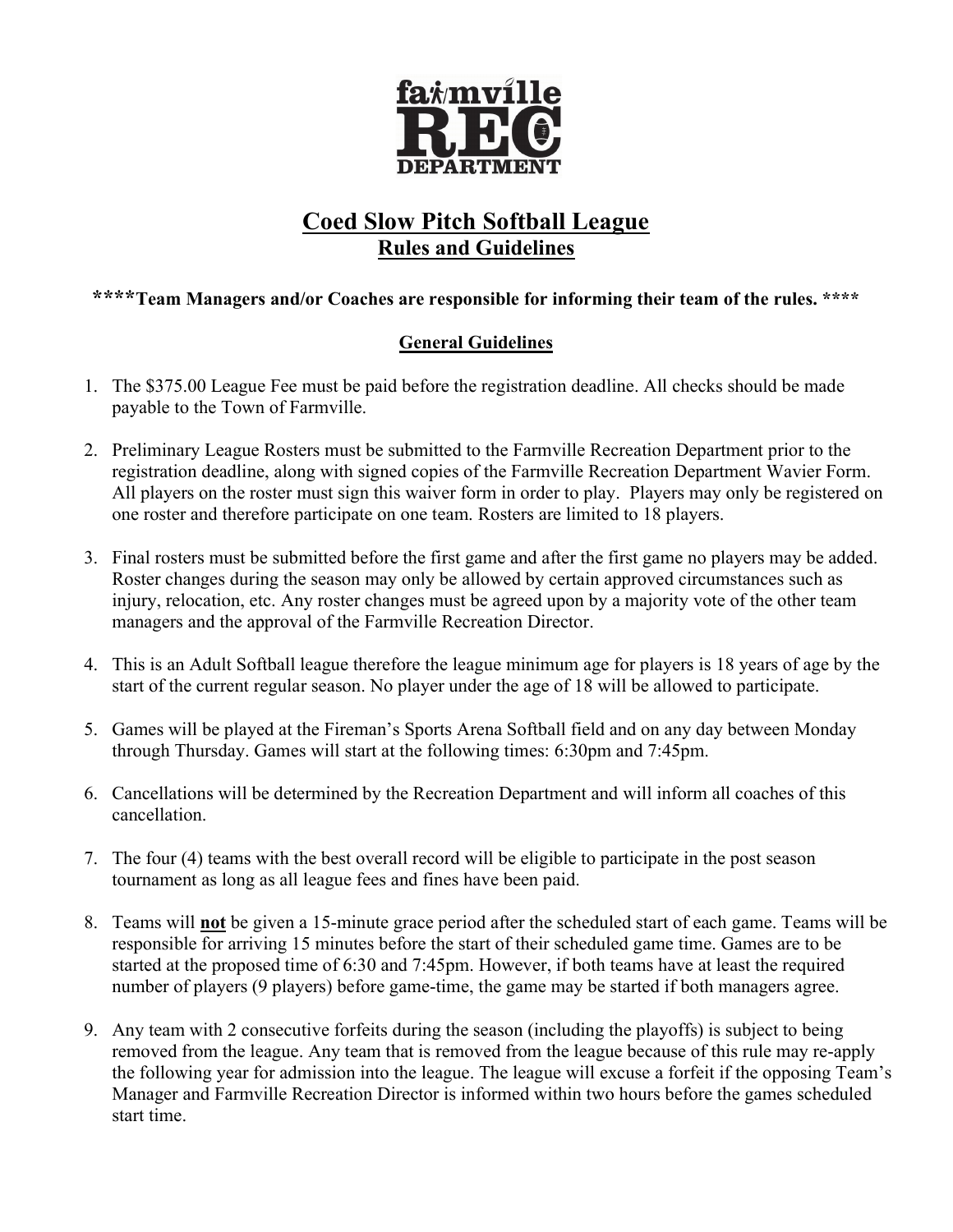# Coed Slow Pitch Softball League

## Rules and Guidelines

**\*\*\*\*Team Managers and/or Coaches are responsible for informing their team of the rules. \*\*\*\***

### General Guidelines

1. The $375.00 League Fee must be paid before the registration deadline. All checks should be made payable to the Town of Farmville.

2. Preliminary League Rosters must be submitted to the Farmville Recreation Department prior to the registration deadline, along with signed copies of the Farmville Recreation Department Wavier Form. All players on the roster must sign this waiver form in order to play. Players may only be registered on one roster and therefore participate on one team. Rosters are limited to 18 players.

3. Final rosters must be submitted before the first game and after the first game no players may be added. Roster changes during the season may only be allowed by certain approved circumstances such as injury, relocation, etc. Any roster changes must be agreed upon by a majority vote of the other team managers and the approval of the Farmville Recreation Director.

4. This is an Adult Softball league therefore the league minimum age for players is 18 years of age by the start of the current regular season. No player under the age of 18 will be allowed to participate.

5. Games will be played at the Fireman's Sports Arena Softball field and on any day between Monday through Thursday. Games will start at the following times: 6:30pm and 7:45pm.

6. Cancellations will be determined by the Recreation Department and will inform all coaches of this cancellation.

7. The four (4) teams with the best overall record will be eligible to participate in the post season tournament as long as all league fees and fines have been paid.

8. Teams will **not** be given a 15-minute grace period after the scheduled start of each game. Teams will be responsible for arriving 15 minutes before the start of their scheduled game time. Games are to be started at the proposed time of 6:30 and 7:45pm. However, if both teams have at least the required number of players (9 players) before game-time, the game may be started if both managers agree.

9. Any team with 2 consecutive forfeits during the season (including the playoffs) is subject to being removed from the league. Any team that is removed from the league because of this rule may re-apply the following year for admission into the league. The league will excuse a forfeit if the opposing Team's Manager and Farmville Recreation Director is informed within two hours before the games scheduled start time.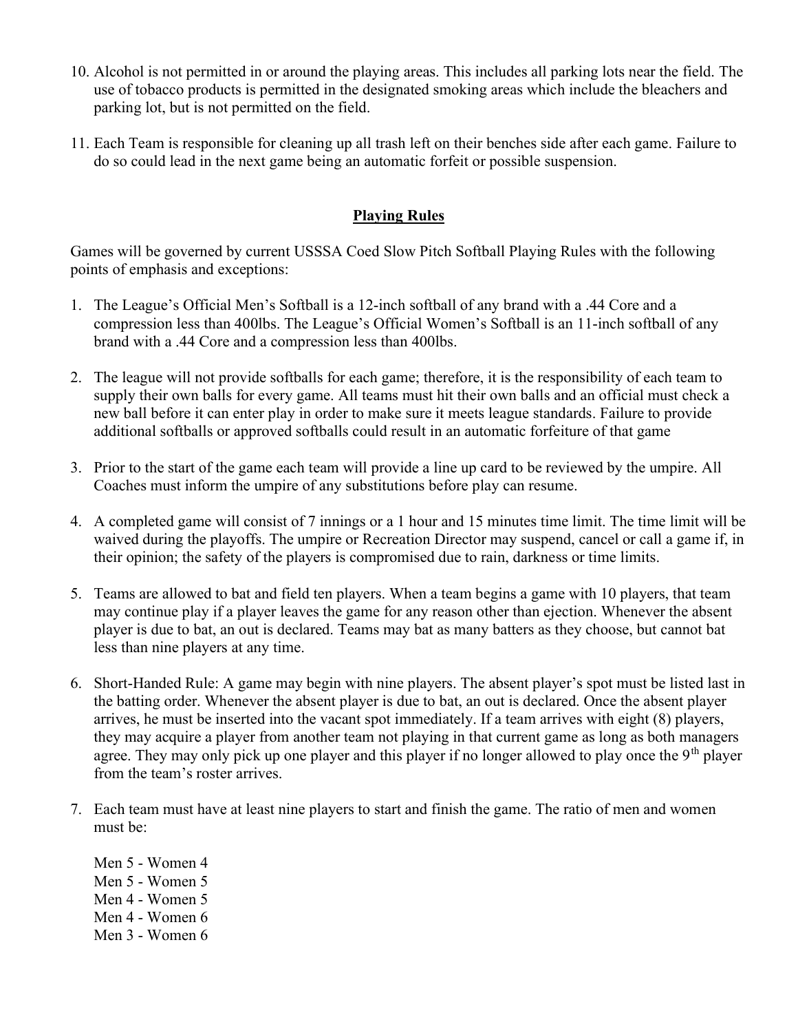10. Alcohol is not permitted in or around the playing areas. This includes all parking lots near the field. The use of tobacco products is permitted in the designated smoking areas which include the bleachers and parking lot, but is not permitted on the field.

11. Each Team is responsible for cleaning up all trash left on their benches side after each game. Failure to do so could lead in the next game being an automatic forfeit or possible suspension.

## Playing Rules

Games will be governed by current USSSA Coed Slow Pitch Softball Playing Rules with the following points of emphasis and exceptions:

1. The League's Official Men's Softball is a 12-inch softball of any brand with a .44 Core and a compression less than 400lbs. The League's Official Women's Softball is an 11-inch softball of any brand with a .44 Core and a compression less than 400lbs.

2. The league will not provide softballs for each game; therefore, it is the responsibility of each team to supply their own balls for every game. All teams must hit their own balls and an official must check a new ball before it can enter play in order to make sure it meets league standards. Failure to provide additional softballs or approved softballs could result in an automatic forfeiture of that game

3. Prior to the start of the game each team will provide a line up card to be reviewed by the umpire. All Coaches must inform the umpire of any substitutions before play can resume.

4. A completed game will consist of 7 innings or a 1 hour and 15 minutes time limit. The time limit will be waived during the playoffs. The umpire or Recreation Director may suspend, cancel or call a game if, in their opinion; the safety of the players is compromised due to rain, darkness or time limits.

5. Teams are allowed to bat and field ten players. When a team begins a game with 10 players, that team may continue play if a player leaves the game for any reason other than ejection. Whenever the absent player is due to bat, an out is declared. Teams may bat as many batters as they choose, but cannot bat less than nine players at any time.

6. Short-Handed Rule: A game may begin with nine players. The absent player's spot must be listed last in the batting order. Whenever the absent player is due to bat, an out is declared. Once the absent player arrives, he must be inserted into the vacant spot immediately. If a team arrives with eight (8) players, they may acquire a player from another team not playing in that current game as long as both managers agree. They may only pick up one player and this player if no longer allowed to play once the 9th player from the team's roster arrives.

7. Each team must have at least nine players to start and finish the game. The ratio of men and women must be:

   Men 5 - Women 4
   Men 5 - Women 5
   Men 4 - Women 5
   Men 4 - Women 6
   Men 3 - Women 6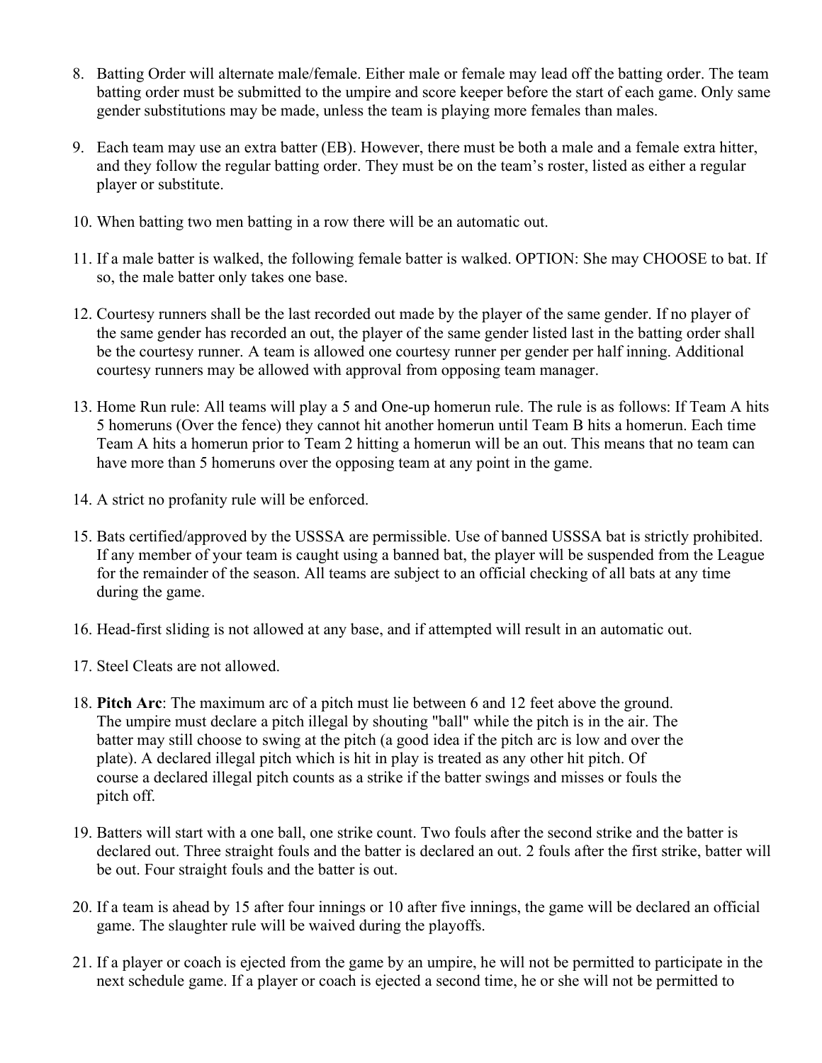8. Batting Order will alternate male/female. Either male or female may lead off the batting order. The team batting order must be submitted to the umpire and score keeper before the start of each game. Only same gender substitutions may be made, unless the team is playing more females than males.

9. Each team may use an extra batter (EB). However, there must be both a male and a female extra hitter, and they follow the regular batting order. They must be on the team's roster, listed as either a regular player or substitute.

10. When batting two men batting in a row there will be an automatic out.

11. If a male batter is walked, the following female batter is walked. OPTION: She may CHOOSE to bat. If so, the male batter only takes one base.

12. Courtesy runners shall be the last recorded out made by the player of the same gender. If no player of the same gender has recorded an out, the player of the same gender listed last in the batting order shall be the courtesy runner. A team is allowed one courtesy runner per gender per half inning. Additional courtesy runners may be allowed with approval from opposing team manager.

13. Home Run rule: All teams will play a 5 and One-up homerun rule. The rule is as follows: If Team A hits 5 homeruns (Over the fence) they cannot hit another homerun until Team B hits a homerun. Each time Team A hits a homerun prior to Team 2 hitting a homerun will be an out. This means that no team can have more than 5 homeruns over the opposing team at any point in the game.

14. A strict no profanity rule will be enforced.

15. Bats certified/approved by the USSSA are permissible. Use of banned USSSA bat is strictly prohibited. If any member of your team is caught using a banned bat, the player will be suspended from the League for the remainder of the season. All teams are subject to an official checking of all bats at any time during the game.

16. Head-first sliding is not allowed at any base, and if attempted will result in an automatic out.

17. Steel Cleats are not allowed.

18. **Pitch Arc**: The maximum arc of a pitch must lie between 6 and 12 feet above the ground. The umpire must declare a pitch illegal by shouting "ball" while the pitch is in the air. The batter may still choose to swing at the pitch (a good idea if the pitch arc is low and over the plate). A declared illegal pitch which is hit in play is treated as any other hit pitch. Of course a declared illegal pitch counts as a strike if the batter swings and misses or fouls the pitch off.

19. Batters will start with a one ball, one strike count. Two fouls after the second strike and the batter is declared out. Three straight fouls and the batter is declared an out. 2 fouls after the first strike, batter will be out. Four straight fouls and the batter is out.

20. If a team is ahead by 15 after four innings or 10 after five innings, the game will be declared an official game. The slaughter rule will be waived during the playoffs.

21. If a player or coach is ejected from the game by an umpire, he will not be permitted to participate in the next schedule game. If a player or coach is ejected a second time, he or she will not be permitted to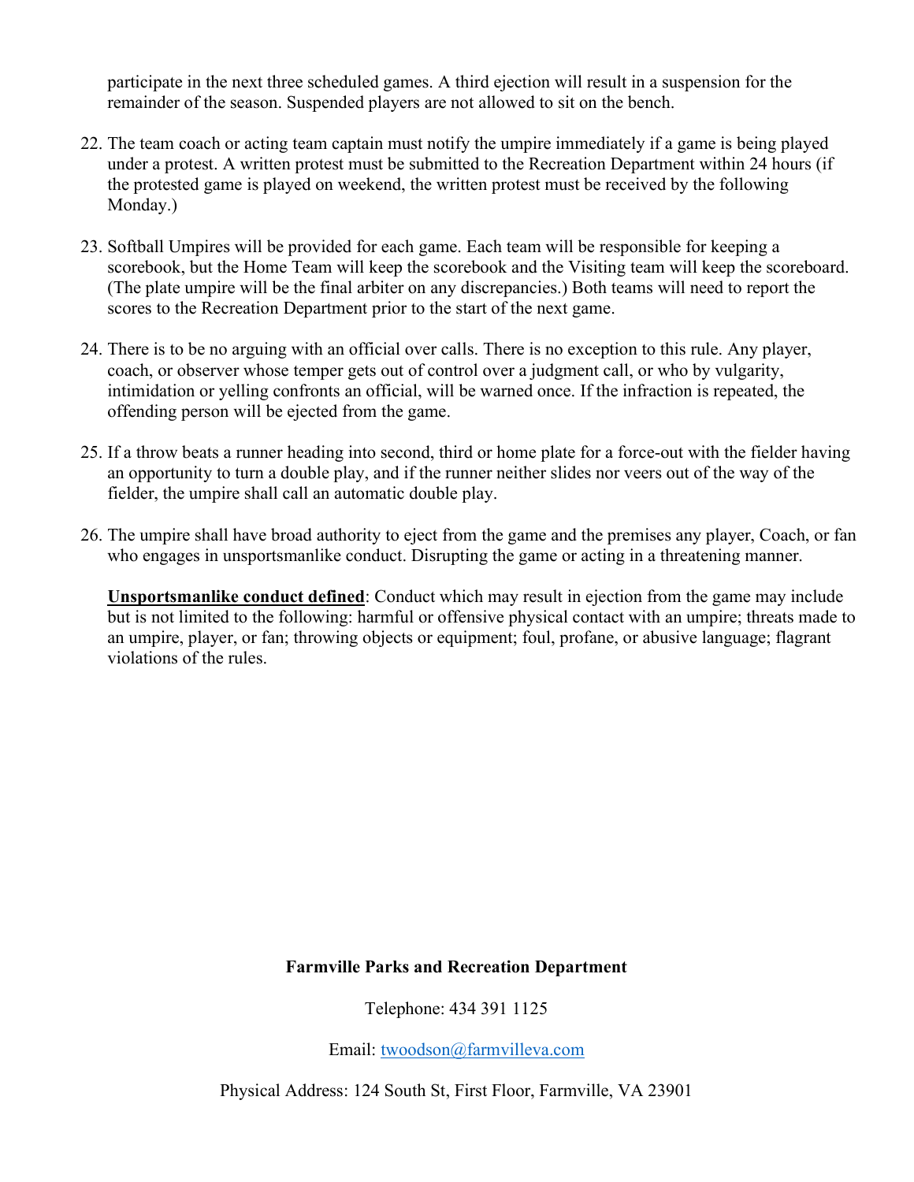participate in the next three scheduled games. A third ejection will result in a suspension for the remainder of the season. Suspended players are not allowed to sit on the bench.

22. The team coach or acting team captain must notify the umpire immediately if a game is being played under a protest. A written protest must be submitted to the Recreation Department within 24 hours (if the protested game is played on weekend, the written protest must be received by the following Monday.)

23. Softball Umpires will be provided for each game. Each team will be responsible for keeping a scorebook, but the Home Team will keep the scorebook and the Visiting team will keep the scoreboard. (The plate umpire will be the final arbiter on any discrepancies.) Both teams will need to report the scores to the Recreation Department prior to the start of the next game.

24. There is to be no arguing with an official over calls. There is no exception to this rule. Any player, coach, or observer whose temper gets out of control over a judgment call, or who by vulgarity, intimidation or yelling confronts an official, will be warned once. If the infraction is repeated, the offending person will be ejected from the game.

25. If a throw beats a runner heading into second, third or home plate for a force-out with the fielder having an opportunity to turn a double play, and if the runner neither slides nor veers out of the way of the fielder, the umpire shall call an automatic double play.

26. The umpire shall have broad authority to eject from the game and the premises any player, Coach, or fan who engages in unsportsmanlike conduct. Disrupting the game or acting in a threatening manner.

    **Unsportsmanlike conduct defined**: Conduct which may result in ejection from the game may include but is not limited to the following: harmful or offensive physical contact with an umpire; threats made to an umpire, player, or fan; throwing objects or equipment; foul, profane, or abusive language; flagrant violations of the rules.

**Farmville Parks and Recreation Department**

Telephone: 434 391 1125

Email: twoodson@farmvilleva.com

Physical Address: 124 South St, First Floor, Farmville, VA 23901